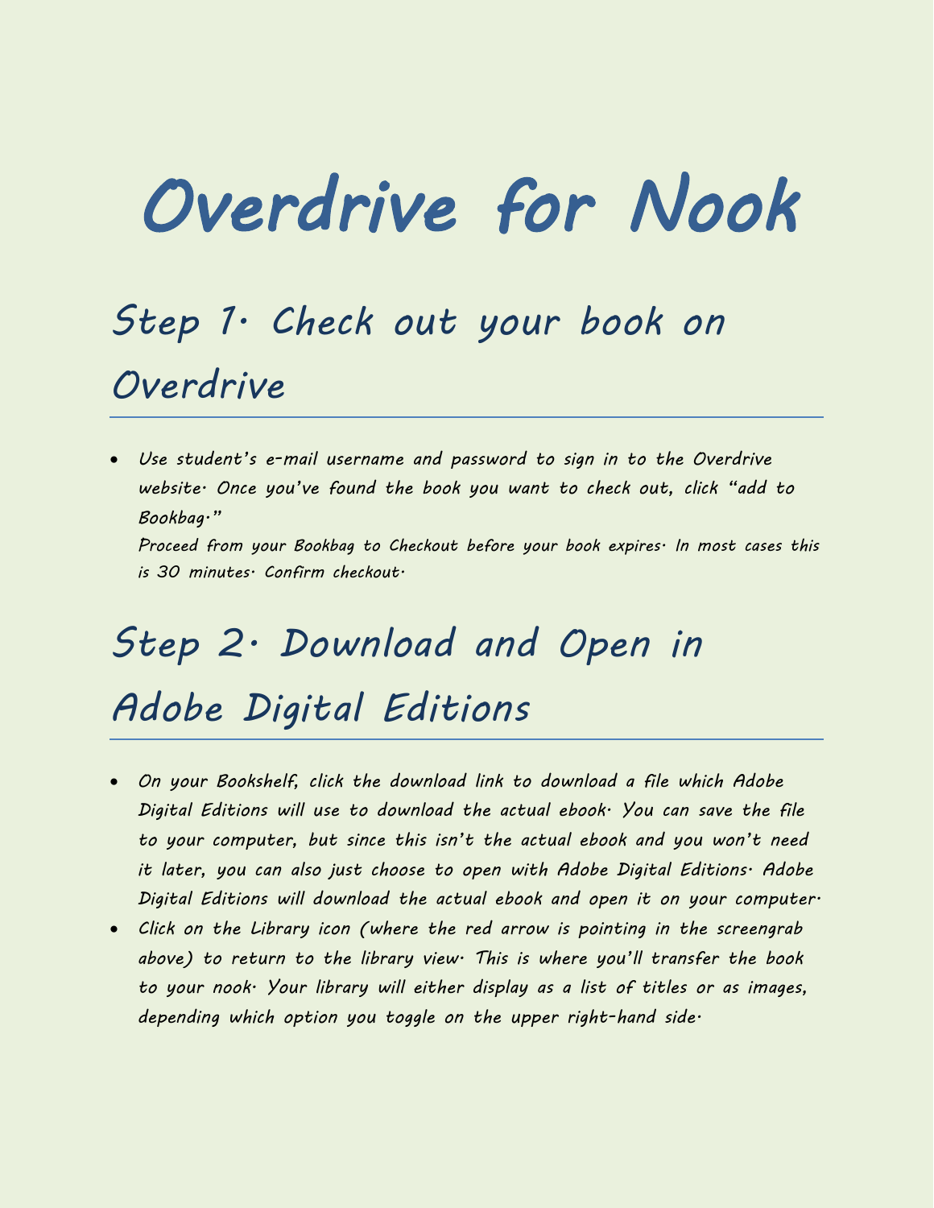# Overdrive for Nook

## Step 1. Check out your book on Overdrive

- Use student's e-mail username and password to sign in to the Overdrive website. Once you've found the book you want to check out, click "add to Bookbag."
  Proceed from your Bookbag to Checkout before your book expires. In most cases this is 30 minutes. Confirm checkout.

## Step 2. Download and Open in Adobe Digital Editions

- On your Bookshelf, click the download link to download a file which Adobe Digital Editions will use to download the actual ebook. You can save the file to your computer, but since this isn't the actual ebook and you won't need it later, you can also just choose to open with Adobe Digital Editions. Adobe Digital Editions will download the actual ebook and open it on your computer.
- Click on the Library icon (where the red arrow is pointing in the screengrab above) to return to the library view. This is where you'll transfer the book to your nook. Your library will either display as a list of titles or as images, depending which option you toggle on the upper right-hand side.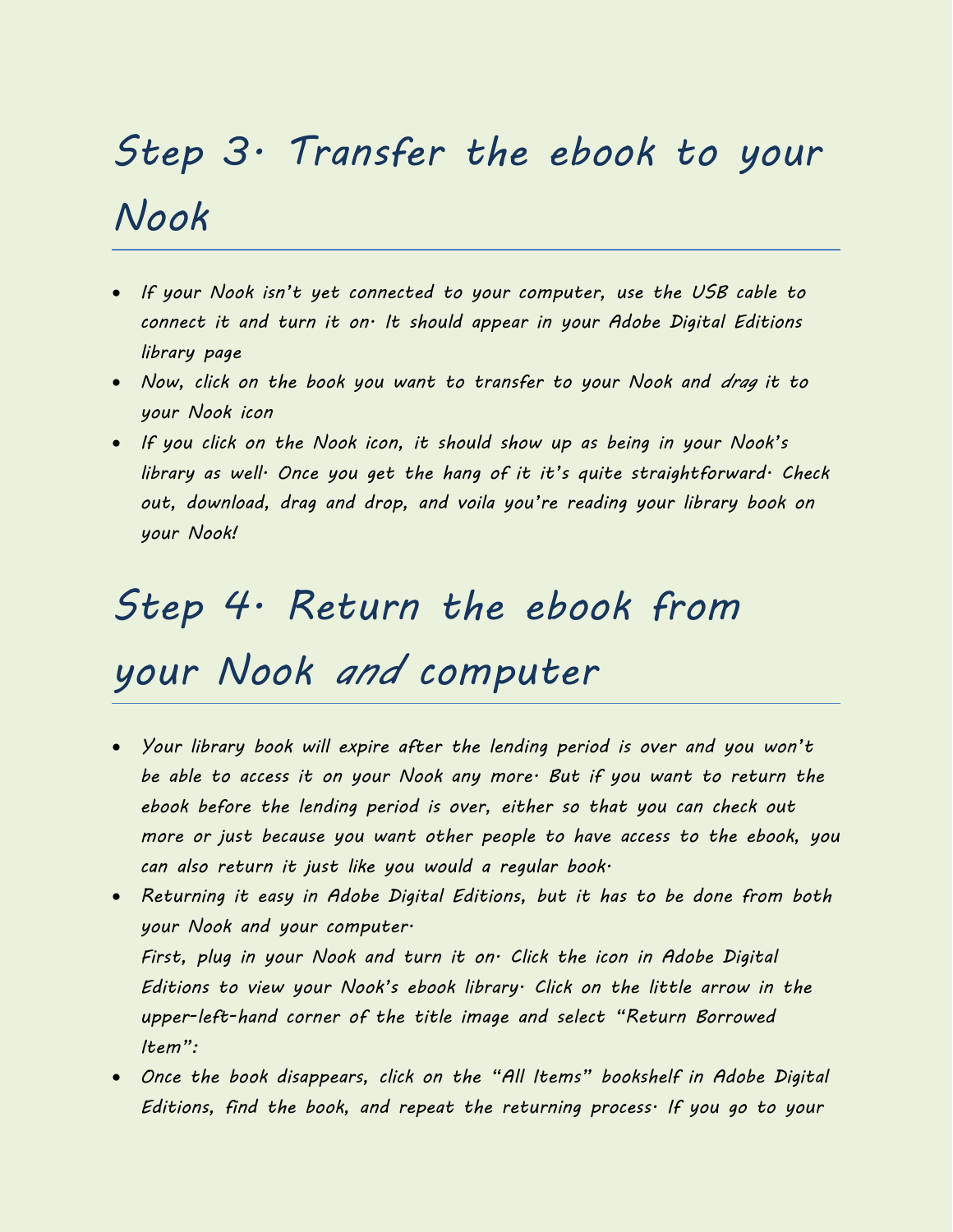## Step 3. Transfer the ebook to your Nook

- If your Nook isn't yet connected to your computer, use the USB cable to connect it and turn it on. It should appear in your Adobe Digital Editions library page
- Now, click on the book you want to transfer to your Nook and *drag* it to your Nook icon
- If you click on the Nook icon, it should show up as being in your Nook's library as well. Once you get the hang of it it's quite straightforward. Check out, download, drag and drop, and voila you're reading your library book on your Nook!

## Step 4. Return the ebook from your Nook *and* computer

- Your library book will expire after the lending period is over and you won't be able to access it on your Nook any more. But if you want to return the ebook before the lending period is over, either so that you can check out more or just because you want other people to have access to the ebook, you can also return it just like you would a regular book.
- Returning it easy in Adobe Digital Editions, but it has to be done from both your Nook and your computer.
  First, plug in your Nook and turn it on. Click the icon in Adobe Digital Editions to view your Nook's ebook library. Click on the little arrow in the upper-left-hand corner of the title image and select "Return Borrowed Item":
- Once the book disappears, click on the "All Items" bookshelf in Adobe Digital Editions, find the book, and repeat the returning process. If you go to your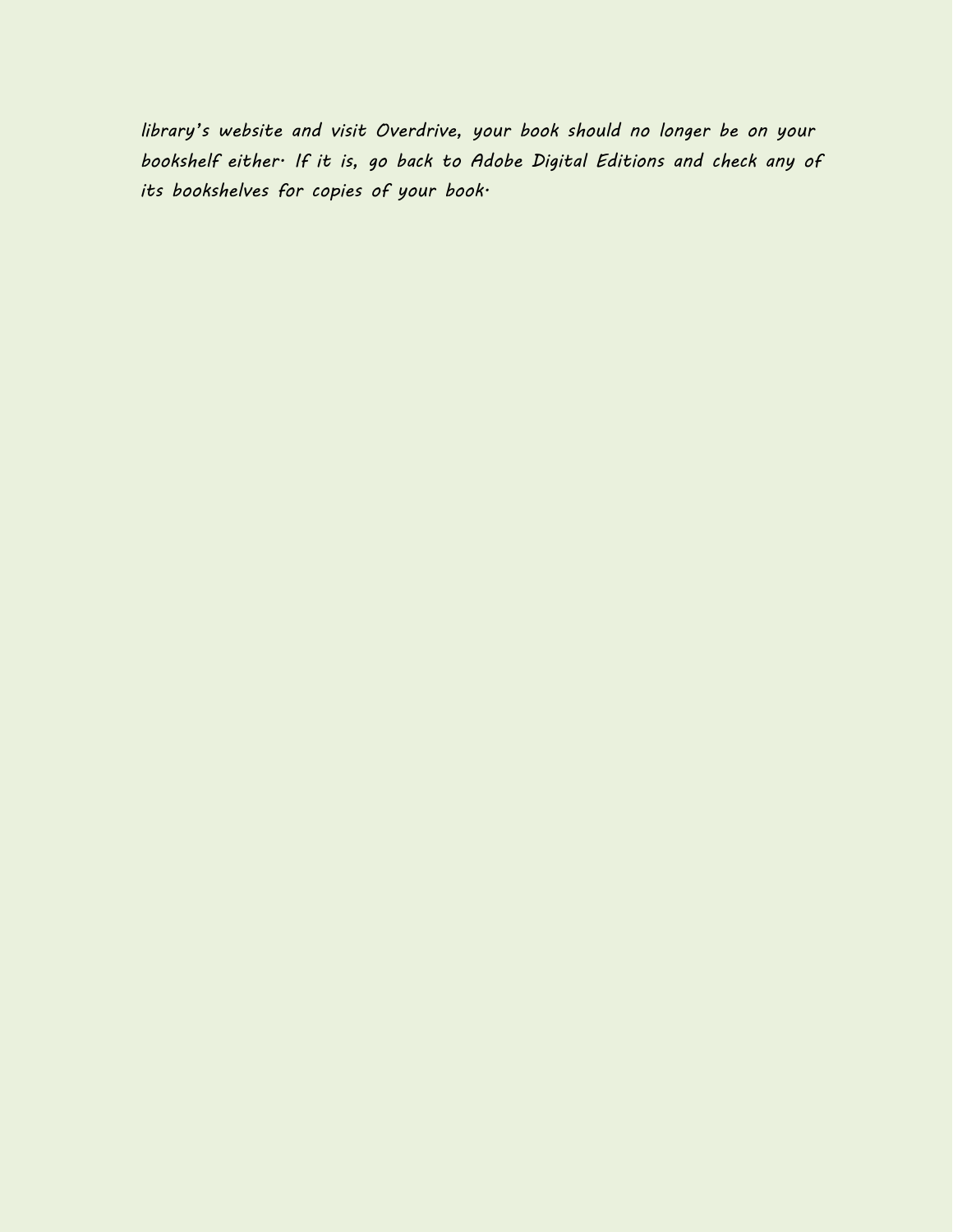*library's website and visit Overdrive, your book should no longer be on your bookshelf either. If it is, go back to Adobe Digital Editions and check any of its bookshelves for copies of your book.*